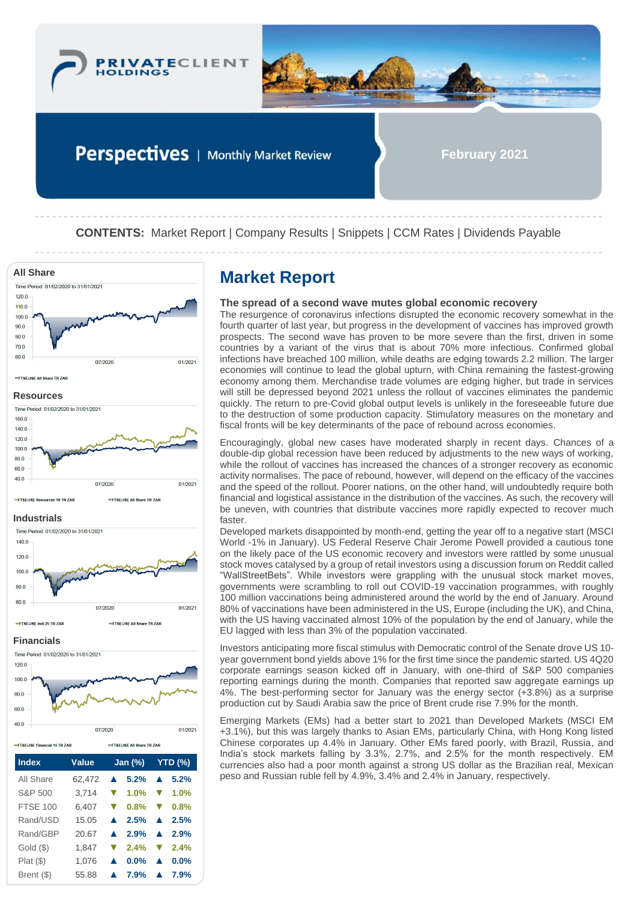PRIVATECLIENT HOLDINGS

# Perspectives | Monthly Market Review

**February 2021**

**CONTENTS:** Market Report | Company Results | Snippets | CCM Rates | Dividends Payable

**All Share**

Time Period: 01/02/2020 to 31/01/2021

FTSE/JSE All Share TR ZAR

**Resources**

Time Period: 01/02/2020 to 31/01/2021

FTSE/JSE Resources 10 TR ZAR | FTSE/JSE All Share TR ZAR

**Industrials**

Time Period: 01/02/2020 to 31/01/2021

FTSE/JSE Indi 25 TR ZAR | FTSE/JSE All Share TR ZAR

**Financials**

Time Period: 01/02/2020 to 31/01/2021

FTSE/JSE Financial 15 TR ZAR | FTSE/JSE All Share TR ZAR

| Index | Value | Jan (%) | YTD (%) |
|---|---|---|---|
| All Share | 62,472 | ▲ 5.2% | ▲ 5.2% |
| S&P 500 | 3,714 | ▼ 1.0% | ▼ 1.0% |
| FTSE 100 | 6,407 | ▼ 0.8% | ▼ 0.8% |
| Rand/USD | 15.05 | ▲ 2.5% | ▲ 2.5% |
| Rand/GBP | 20.67 | ▲ 2.9% | ▲ 2.9% |
| Gold ($) | 1,847 | ▼ 2.4% | ▼ 2.4% |
| Plat ($) | 1,076 | ▲ 0.0% | ▲ 0.0% |
| Brent ($) | 55.88 | ▲ 7.9% | ▲ 7.9% |

## Market Report

### The spread of a second wave mutes global economic recovery

The resurgence of coronavirus infections disrupted the economic recovery somewhat in the fourth quarter of last year, but progress in the development of vaccines has improved growth prospects. The second wave has proven to be more severe than the first, driven in some countries by a variant of the virus that is about 70% more infectious. Confirmed global infections have breached 100 million, while deaths are edging towards 2.2 million. The larger economies will continue to lead the global upturn, with China remaining the fastest-growing economy among them. Merchandise trade volumes are edging higher, but trade in services will still be depressed beyond 2021 unless the rollout of vaccines eliminates the pandemic quickly. The return to pre-Covid global output levels is unlikely in the foreseeable future due to the destruction of some production capacity. Stimulatory measures on the monetary and fiscal fronts will be key determinants of the pace of rebound across economies.

Encouragingly, global new cases have moderated sharply in recent days. Chances of a double-dip global recession have been reduced by adjustments to the new ways of working, while the rollout of vaccines has increased the chances of a stronger recovery as economic activity normalises. The pace of rebound, however, will depend on the efficacy of the vaccines and the speed of the rollout. Poorer nations, on the other hand, will undoubtedly require both financial and logistical assistance in the distribution of the vaccines. As such, the recovery will be uneven, with countries that distribute vaccines more rapidly expected to recover much faster.

Developed markets disappointed by month-end, getting the year off to a negative start (MSCI World -1% in January). US Federal Reserve Chair Jerome Powell provided a cautious tone on the likely pace of the US economic recovery and investors were rattled by some unusual stock moves catalysed by a group of retail investors using a discussion forum on Reddit called "WallStreetBets". While investors were grappling with the unusual stock market moves, governments were scrambling to roll out COVID-19 vaccination programmes, with roughly 100 million vaccinations being administered around the world by the end of January. Around 80% of vaccinations have been administered in the US, Europe (including the UK), and China, with the US having vaccinated almost 10% of the population by the end of January, while the EU lagged with less than 3% of the population vaccinated.

Investors anticipating more fiscal stimulus with Democratic control of the Senate drove US 10-year government bond yields above 1% for the first time since the pandemic started. US 4Q20 corporate earnings season kicked off in January, with one-third of S&P 500 companies reporting earnings during the month. Companies that reported saw aggregate earnings up 4%. The best-performing sector for January was the energy sector (+3.8%) as a surprise production cut by Saudi Arabia saw the price of Brent crude rise 7.9% for the month.

Emerging Markets (EMs) had a better start to 2021 than Developed Markets (MSCI EM +3.1%), but this was largely thanks to Asian EMs, particularly China, with Hong Kong listed Chinese corporates up 4.4% in January. Other EMs fared poorly, with Brazil, Russia, and India's stock markets falling by 3.3%, 2.7%, and 2.5% for the month respectively. EM currencies also had a poor month against a strong US dollar as the Brazilian real, Mexican peso and Russian ruble fell by 4.9%, 3.4% and 2.4% in January, respectively.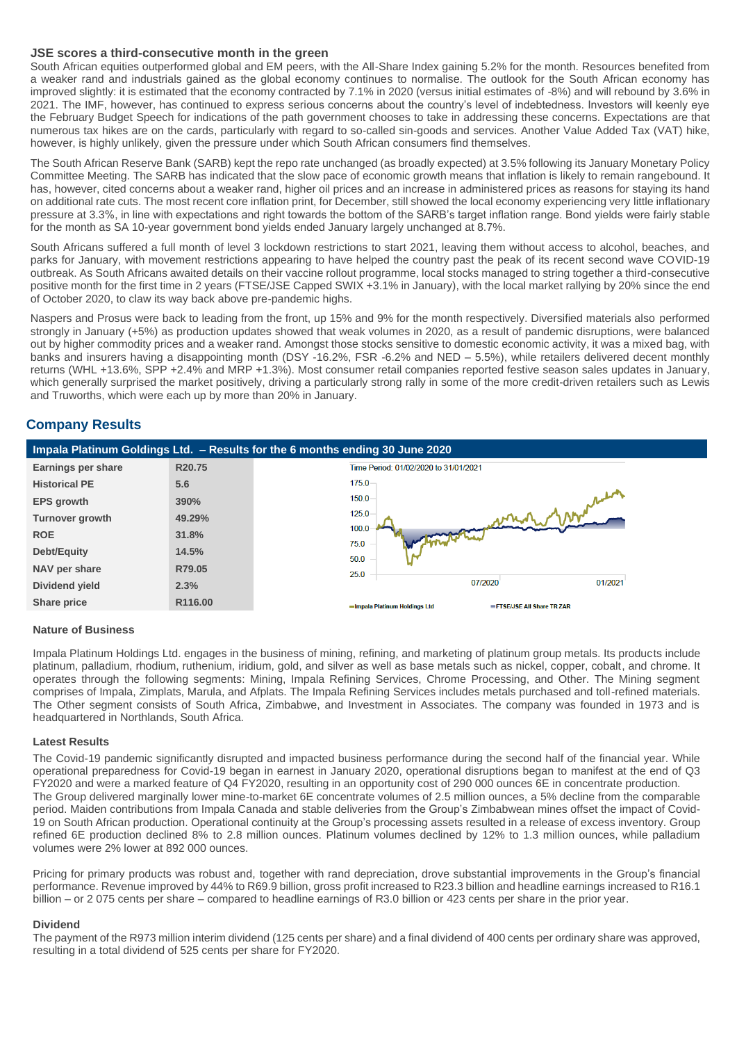### JSE scores a third-consecutive month in the green

South African equities outperformed global and EM peers, with the All-Share Index gaining 5.2% for the month. Resources benefited from a weaker rand and industrials gained as the global economy continues to normalise. The outlook for the South African economy has improved slightly: it is estimated that the economy contracted by 7.1% in 2020 (versus initial estimates of -8%) and will rebound by 3.6% in 2021. The IMF, however, has continued to express serious concerns about the country's level of indebtedness. Investors will keenly eye the February Budget Speech for indications of the path government chooses to take in addressing these concerns. Expectations are that numerous tax hikes are on the cards, particularly with regard to so-called sin-goods and services. Another Value Added Tax (VAT) hike, however, is highly unlikely, given the pressure under which South African consumers find themselves.

The South African Reserve Bank (SARB) kept the repo rate unchanged (as broadly expected) at 3.5% following its January Monetary Policy Committee Meeting. The SARB has indicated that the slow pace of economic growth means that inflation is likely to remain rangebound. It has, however, cited concerns about a weaker rand, higher oil prices and an increase in administered prices as reasons for staying its hand on additional rate cuts. The most recent core inflation print, for December, still showed the local economy experiencing very little inflationary pressure at 3.3%, in line with expectations and right towards the bottom of the SARB's target inflation range. Bond yields were fairly stable for the month as SA 10-year government bond yields ended January largely unchanged at 8.7%.

South Africans suffered a full month of level 3 lockdown restrictions to start 2021, leaving them without access to alcohol, beaches, and parks for January, with movement restrictions appearing to have helped the country past the peak of its recent second wave COVID-19 outbreak. As South Africans awaited details on their vaccine rollout programme, local stocks managed to string together a third-consecutive positive month for the first time in 2 years (FTSE/JSE Capped SWIX +3.1% in January), with the local market rallying by 20% since the end of October 2020, to claw its way back above pre-pandemic highs.

Naspers and Prosus were back to leading from the front, up 15% and 9% for the month respectively. Diversified materials also performed strongly in January (+5%) as production updates showed that weak volumes in 2020, as a result of pandemic disruptions, were balanced out by higher commodity prices and a weaker rand. Amongst those stocks sensitive to domestic economic activity, it was a mixed bag, with banks and insurers having a disappointing month (DSY -16.2%, FSR -6.2% and NED – 5.5%), while retailers delivered decent monthly returns (WHL +13.6%, SPP +2.4% and MRP +1.3%). Most consumer retail companies reported festive season sales updates in January, which generally surprised the market positively, driving a particularly strong rally in some of the more credit-driven retailers such as Lewis and Truworths, which were each up by more than 20% in January.

## Company Results

**Impala Platinum Goldings Ltd. – Results for the 6 months ending 30 June 2020**

| | |
|---|---|
| Earnings per share | R20.75 |
| Historical PE | 5.6 |
| EPS growth | 390% |
| Turnover growth | 49.29% |
| ROE | 31.8% |
| Debt/Equity | 14.5% |
| NAV per share | R79.05 |
| Dividend yield | 2.3% |
| Share price | R116.00 |

Time Period: 01/02/2020 to 31/01/2021

Impala Platinum Holdings Ltd — FTSE/JSE All Share TR ZAR

#### Nature of Business

Impala Platinum Holdings Ltd. engages in the business of mining, refining, and marketing of platinum group metals. Its products include platinum, palladium, rhodium, ruthenium, iridium, gold, and silver as well as base metals such as nickel, copper, cobalt, and chrome. It operates through the following segments: Mining, Impala Refining Services, Chrome Processing, and Other. The Mining segment comprises of Impala, Zimplats, Marula, and Afplats. The Impala Refining Services includes metals purchased and toll-refined materials. The Other segment consists of South Africa, Zimbabwe, and Investment in Associates. The company was founded in 1973 and is headquartered in Northlands, South Africa.

#### Latest Results

The Covid-19 pandemic significantly disrupted and impacted business performance during the second half of the financial year. While operational preparedness for Covid-19 began in earnest in January 2020, operational disruptions began to manifest at the end of Q3 FY2020 and were a marked feature of Q4 FY2020, resulting in an opportunity cost of 290 000 ounces 6E in concentrate production. The Group delivered marginally lower mine-to-market 6E concentrate volumes of 2.5 million ounces, a 5% decline from the comparable period. Maiden contributions from Impala Canada and stable deliveries from the Group's Zimbabwean mines offset the impact of Covid-19 on South African production. Operational continuity at the Group's processing assets resulted in a release of excess inventory. Group refined 6E production declined 8% to 2.8 million ounces. Platinum volumes declined by 12% to 1.3 million ounces, while palladium volumes were 2% lower at 892 000 ounces.

Pricing for primary products was robust and, together with rand depreciation, drove substantial improvements in the Group's financial performance. Revenue improved by 44% to R69.9 billion, gross profit increased to R23.3 billion and headline earnings increased to R16.1 billion – or 2 075 cents per share – compared to headline earnings of R3.0 billion or 423 cents per share in the prior year.

#### Dividend

The payment of the R973 million interim dividend (125 cents per share) and a final dividend of 400 cents per ordinary share was approved, resulting in a total dividend of 525 cents per share for FY2020.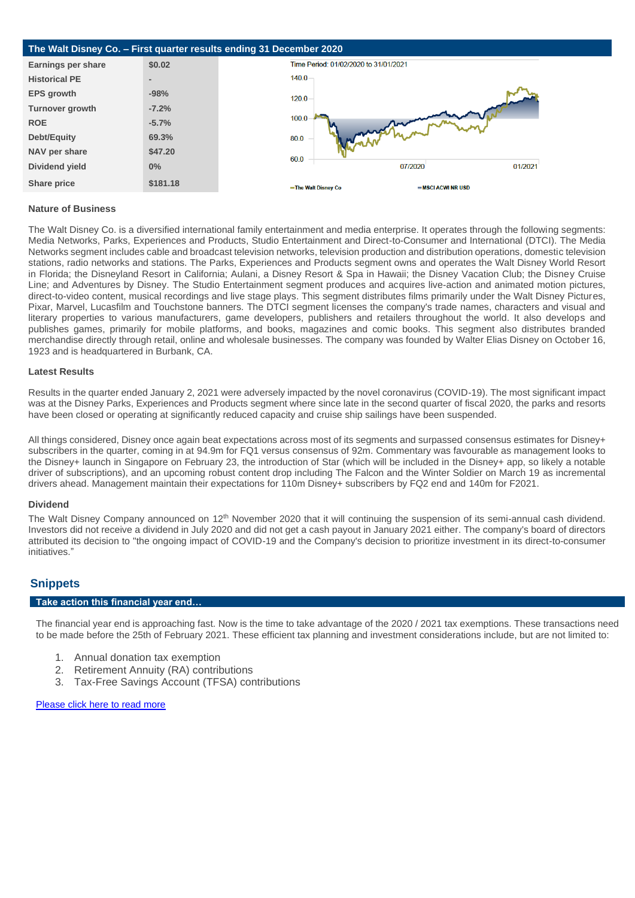## The Walt Disney Co. – First quarter results ending 31 December 2020

| | |
|---|---|
| **Earnings per share** | **$0.02** |
| **Historical PE** | **-** |
| **EPS growth** | **-98%** |
| **Turnover growth** | **-7.2%** |
| **ROE** | **-5.7%** |
| **Debt/Equity** | **69.3%** |
| **NAV per share** | **$47.20** |
| **Dividend yield** | **0%** |
| **Share price** | **$181.18** |

### Nature of Business

The Walt Disney Co. is a diversified international family entertainment and media enterprise. It operates through the following segments: Media Networks, Parks, Experiences and Products, Studio Entertainment and Direct-to-Consumer and International (DTCI). The Media Networks segment includes cable and broadcast television networks, television production and distribution operations, domestic television stations, radio networks and stations. The Parks, Experiences and Products segment owns and operates the Walt Disney World Resort in Florida; the Disneyland Resort in California; Aulani, a Disney Resort & Spa in Hawaii; the Disney Vacation Club; the Disney Cruise Line; and Adventures by Disney. The Studio Entertainment segment produces and acquires live-action and animated motion pictures, direct-to-video content, musical recordings and live stage plays. This segment distributes films primarily under the Walt Disney Pictures, Pixar, Marvel, Lucasfilm and Touchstone banners. The DTCI segment licenses the company's trade names, characters and visual and literary properties to various manufacturers, game developers, publishers and retailers throughout the world. It also develops and publishes games, primarily for mobile platforms, and books, magazines and comic books. This segment also distributes branded merchandise directly through retail, online and wholesale businesses. The company was founded by Walter Elias Disney on October 16, 1923 and is headquartered in Burbank, CA.

### Latest Results

Results in the quarter ended January 2, 2021 were adversely impacted by the novel coronavirus (COVID-19). The most significant impact was at the Disney Parks, Experiences and Products segment where since late in the second quarter of fiscal 2020, the parks and resorts have been closed or operating at significantly reduced capacity and cruise ship sailings have been suspended.

All things considered, Disney once again beat expectations across most of its segments and surpassed consensus estimates for Disney+ subscribers in the quarter, coming in at 94.9m for FQ1 versus consensus of 92m. Commentary was favourable as management looks to the Disney+ launch in Singapore on February 23, the introduction of Star (which will be included in the Disney+ app, so likely a notable driver of subscriptions), and an upcoming robust content drop including The Falcon and the Winter Soldier on March 19 as incremental drivers ahead. Management maintain their expectations for 110m Disney+ subscribers by FQ2 end and 140m for F2021.

### Dividend

The Walt Disney Company announced on 12th November 2020 that it will continuing the suspension of its semi-annual cash dividend. Investors did not receive a dividend in July 2020 and did not get a cash payout in January 2021 either. The company's board of directors attributed its decision to "the ongoing impact of COVID-19 and the Company's decision to prioritize investment in its direct-to-consumer initiatives."

## Snippets

### Take action this financial year end…

The financial year end is approaching fast. Now is the time to take advantage of the 2020 / 2021 tax exemptions. These transactions need to be made before the 25th of February 2021. These efficient tax planning and investment considerations include, but are not limited to:

1. Annual donation tax exemption
2. Retirement Annuity (RA) contributions
3. Tax-Free Savings Account (TFSA) contributions

Please click here to read more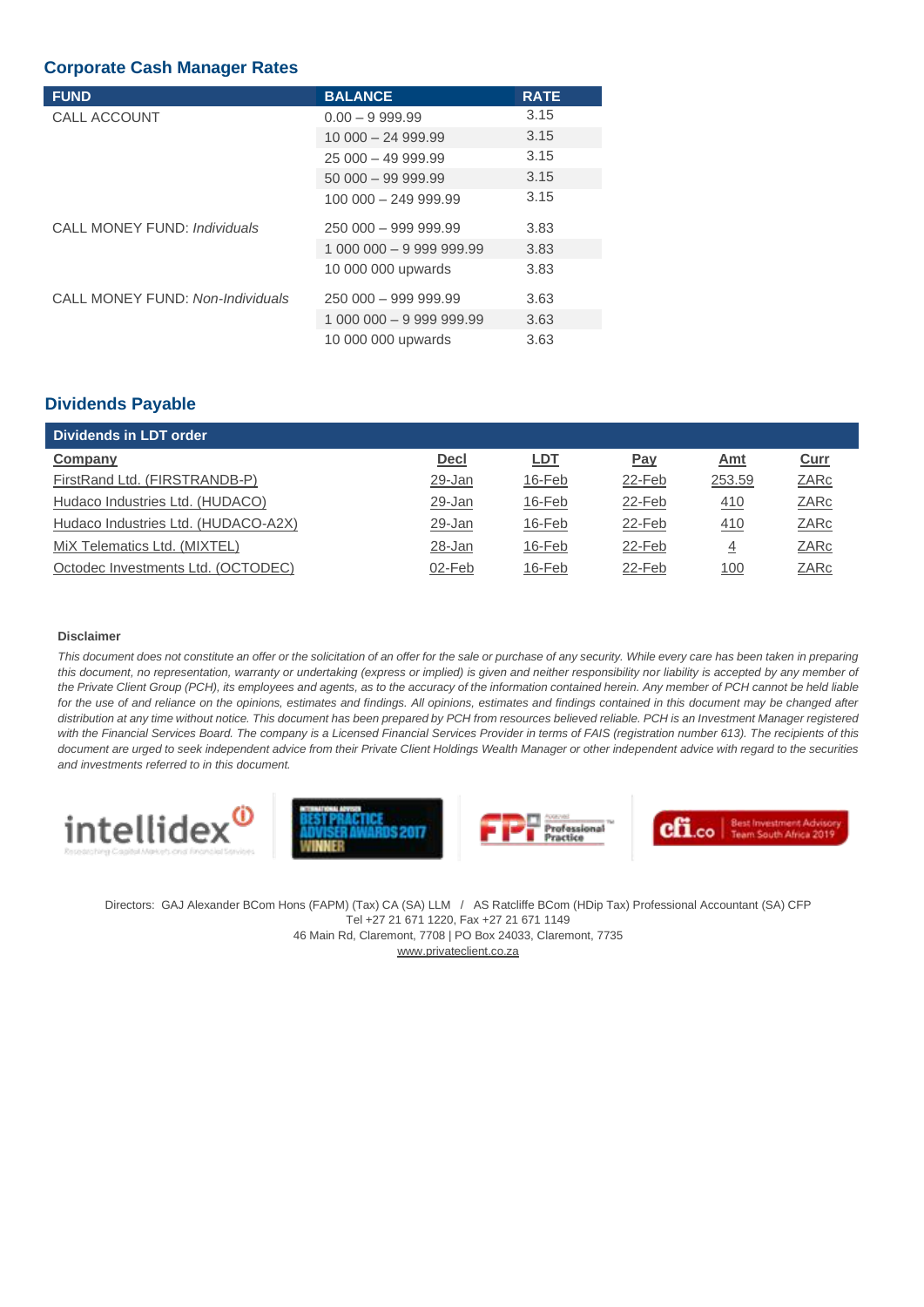## Corporate Cash Manager Rates

| FUND | BALANCE | RATE |
|---|---|---|
| CALL ACCOUNT | 0.00 – 9 999.99 | 3.15 |
| | 10 000 – 24 999.99 | 3.15 |
| | 25 000 – 49 999.99 | 3.15 |
| | 50 000 – 99 999.99 | 3.15 |
| | 100 000 – 249 999.99 | 3.15 |
| CALL MONEY FUND: *Individuals* | 250 000 – 999 999.99 | 3.83 |
| | 1 000 000 – 9 999 999.99 | 3.83 |
| | 10 000 000 upwards | 3.83 |
| CALL MONEY FUND: *Non-Individuals* | 250 000 – 999 999.99 | 3.63 |
| | 1 000 000 – 9 999 999.99 | 3.63 |
| | 10 000 000 upwards | 3.63 |

## Dividends Payable

**Dividends in LDT order**

| Company | Decl | LDT | Pay | Amt | Curr |
|---|---|---|---|---|---|
| FirstRand Ltd. (FIRSTRANDB-P) | 29-Jan | 16-Feb | 22-Feb | 253.59 | ZARc |
| Hudaco Industries Ltd. (HUDACO) | 29-Jan | 16-Feb | 22-Feb | 410 | ZARc |
| Hudaco Industries Ltd. (HUDACO-A2X) | 29-Jan | 16-Feb | 22-Feb | 410 | ZARc |
| MiX Telematics Ltd. (MIXTEL) | 28-Jan | 16-Feb | 22-Feb | 4 | ZARc |
| Octodec Investments Ltd. (OCTODEC) | 02-Feb | 16-Feb | 22-Feb | 100 | ZARc |

**Disclaimer**

*This document does not constitute an offer or the solicitation of an offer for the sale or purchase of any security. While every care has been taken in preparing this document, no representation, warranty or undertaking (express or implied) is given and neither responsibility nor liability is accepted by any member of the Private Client Group (PCH), its employees and agents, as to the accuracy of the information contained herein. Any member of PCH cannot be held liable for the use of and reliance on the opinions, estimates and findings. All opinions, estimates and findings contained in this document may be changed after distribution at any time without notice. This document has been prepared by PCH from resources believed reliable. PCH is an Investment Manager registered with the Financial Services Board. The company is a Licensed Financial Services Provider in terms of FAIS (registration number 613). The recipients of this document are urged to seek independent advice from their Private Client Holdings Wealth Manager or other independent advice with regard to the securities and investments referred to in this document.*

intellidex — Researching Capital Markets and Financial Services

International Adviser Best Practice Adviser Awards 2017 Winner

FPI Professional Practice

cfi.co Best Investment Advisory Team South Africa 2019

Directors: GAJ Alexander BCom Hons (FAPM) (Tax) CA (SA) LLM / AS Ratcliffe BCom (HDip Tax) Professional Accountant (SA) CFP
Tel +27 21 671 1220, Fax +27 21 671 1149
46 Main Rd, Claremont, 7708 | PO Box 24033, Claremont, 7735
www.privateclient.co.za